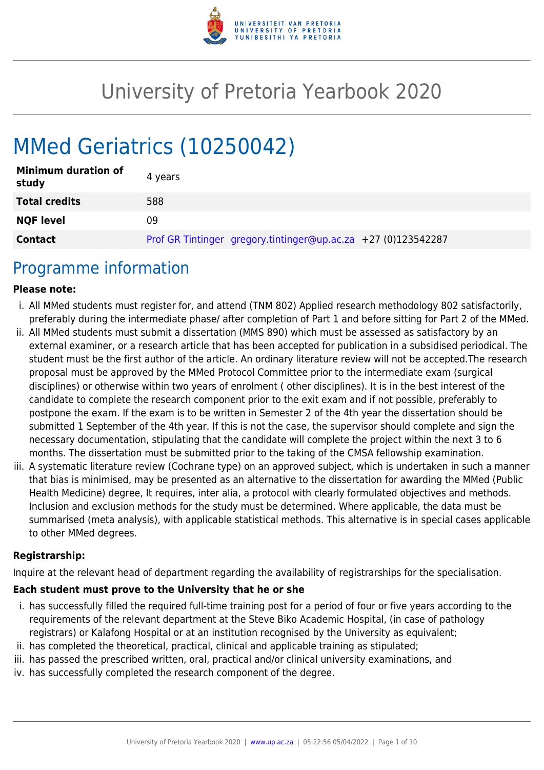# University of Pretoria Yearbook 2020

# MMed Geriatrics (10250042)

| | |
|---|---|
| **Minimum duration of study** | 4 years |
| **Total credits** | 588 |
| **NQF level** | 09 |
| **Contact** | Prof GR Tintinger gregory.tintinger@up.ac.za +27 (0)123542287 |

## Programme information

**Please note:**

i. All MMed students must register for, and attend (TNM 802) Applied research methodology 802 satisfactorily, preferably during the intermediate phase/ after completion of Part 1 and before sitting for Part 2 of the MMed.
ii. All MMed students must submit a dissertation (MMS 890) which must be assessed as satisfactory by an external examiner, or a research article that has been accepted for publication in a subsidised periodical. The student must be the first author of the article. An ordinary literature review will not be accepted.The research proposal must be approved by the MMed Protocol Committee prior to the intermediate exam (surgical disciplines) or otherwise within two years of enrolment ( other disciplines). It is in the best interest of the candidate to complete the research component prior to the exit exam and if not possible, preferably to postpone the exam. If the exam is to be written in Semester 2 of the 4th year the dissertation should be submitted 1 September of the 4th year. If this is not the case, the supervisor should complete and sign the necessary documentation, stipulating that the candidate will complete the project within the next 3 to 6 months. The dissertation must be submitted prior to the taking of the CMSA fellowship examination.
iii. A systematic literature review (Cochrane type) on an approved subject, which is undertaken in such a manner that bias is minimised, may be presented as an alternative to the dissertation for awarding the MMed (Public Health Medicine) degree, It requires, inter alia, a protocol with clearly formulated objectives and methods. Inclusion and exclusion methods for the study must be determined. Where applicable, the data must be summarised (meta analysis), with applicable statistical methods. This alternative is in special cases applicable to other MMed degrees.

**Registrarship:**

Inquire at the relevant head of department regarding the availability of registrarships for the specialisation.

**Each student must prove to the University that he or she**

i. has successfully filled the required full-time training post for a period of four or five years according to the requirements of the relevant department at the Steve Biko Academic Hospital, (in case of pathology registrars) or Kalafong Hospital or at an institution recognised by the University as equivalent;
ii. has completed the theoretical, practical, clinical and applicable training as stipulated;
iii. has passed the prescribed written, oral, practical and/or clinical university examinations, and
iv. has successfully completed the research component of the degree.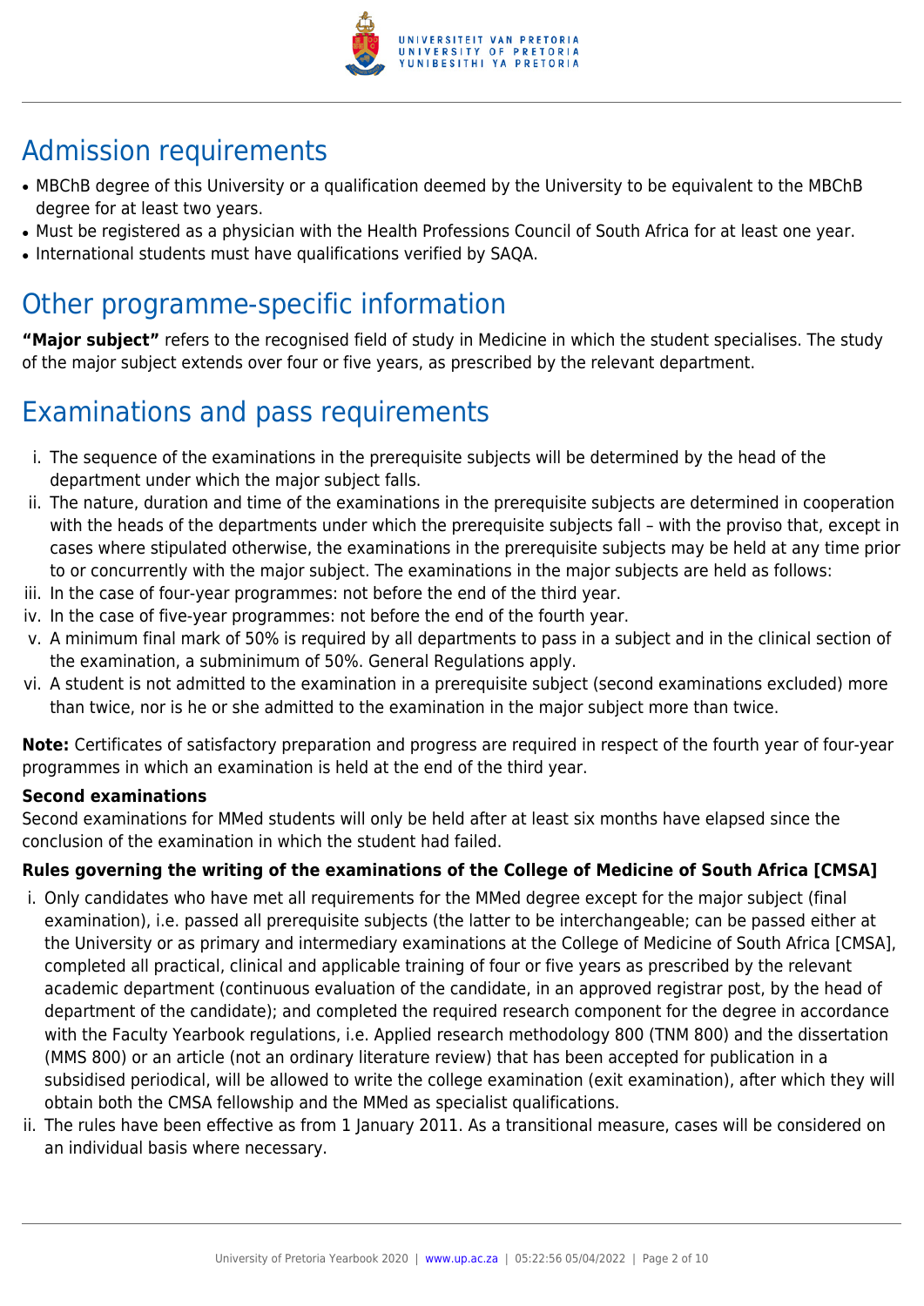## Admission requirements

- MBChB degree of this University or a qualification deemed by the University to be equivalent to the MBChB degree for at least two years.
- Must be registered as a physician with the Health Professions Council of South Africa for at least one year.
- International students must have qualifications verified by SAQA.

## Other programme-specific information

**"Major subject"** refers to the recognised field of study in Medicine in which the student specialises. The study of the major subject extends over four or five years, as prescribed by the relevant department.

## Examinations and pass requirements

i. The sequence of the examinations in the prerequisite subjects will be determined by the head of the department under which the major subject falls.
ii. The nature, duration and time of the examinations in the prerequisite subjects are determined in cooperation with the heads of the departments under which the prerequisite subjects fall – with the proviso that, except in cases where stipulated otherwise, the examinations in the prerequisite subjects may be held at any time prior to or concurrently with the major subject. The examinations in the major subjects are held as follows:
iii. In the case of four-year programmes: not before the end of the third year.
iv. In the case of five-year programmes: not before the end of the fourth year.
v. A minimum final mark of 50% is required by all departments to pass in a subject and in the clinical section of the examination, a subminimum of 50%. General Regulations apply.
vi. A student is not admitted to the examination in a prerequisite subject (second examinations excluded) more than twice, nor is he or she admitted to the examination in the major subject more than twice.

**Note:** Certificates of satisfactory preparation and progress are required in respect of the fourth year of four-year programmes in which an examination is held at the end of the third year.

**Second examinations**

Second examinations for MMed students will only be held after at least six months have elapsed since the conclusion of the examination in which the student had failed.

**Rules governing the writing of the examinations of the College of Medicine of South Africa [CMSA]**

i. Only candidates who have met all requirements for the MMed degree except for the major subject (final examination), i.e. passed all prerequisite subjects (the latter to be interchangeable; can be passed either at the University or as primary and intermediary examinations at the College of Medicine of South Africa [CMSA], completed all practical, clinical and applicable training of four or five years as prescribed by the relevant academic department (continuous evaluation of the candidate, in an approved registrar post, by the head of department of the candidate); and completed the required research component for the degree in accordance with the Faculty Yearbook regulations, i.e. Applied research methodology 800 (TNM 800) and the dissertation (MMS 800) or an article (not an ordinary literature review) that has been accepted for publication in a subsidised periodical, will be allowed to write the college examination (exit examination), after which they will obtain both the CMSA fellowship and the MMed as specialist qualifications.
ii. The rules have been effective as from 1 January 2011. As a transitional measure, cases will be considered on an individual basis where necessary.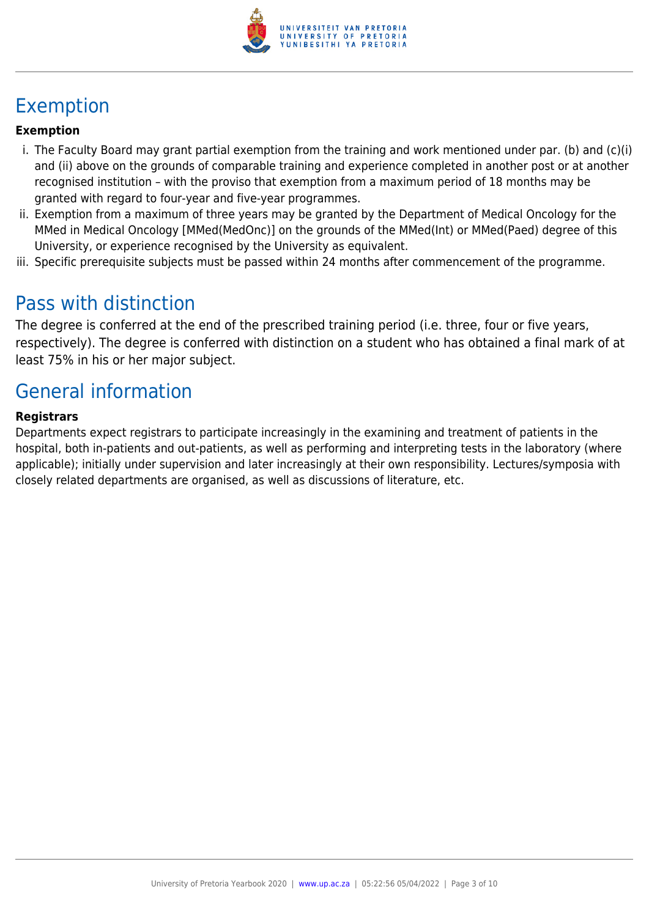## Exemption

**Exemption**

i. The Faculty Board may grant partial exemption from the training and work mentioned under par. (b) and (c)(i) and (ii) above on the grounds of comparable training and experience completed in another post or at another recognised institution – with the proviso that exemption from a maximum period of 18 months may be granted with regard to four-year and five-year programmes.
ii. Exemption from a maximum of three years may be granted by the Department of Medical Oncology for the MMed in Medical Oncology [MMed(MedOnc)] on the grounds of the MMed(Int) or MMed(Paed) degree of this University, or experience recognised by the University as equivalent.
iii. Specific prerequisite subjects must be passed within 24 months after commencement of the programme.

## Pass with distinction

The degree is conferred at the end of the prescribed training period (i.e. three, four or five years, respectively). The degree is conferred with distinction on a student who has obtained a final mark of at least 75% in his or her major subject.

## General information

**Registrars**

Departments expect registrars to participate increasingly in the examining and treatment of patients in the hospital, both in-patients and out-patients, as well as performing and interpreting tests in the laboratory (where applicable); initially under supervision and later increasingly at their own responsibility. Lectures/symposia with closely related departments are organised, as well as discussions of literature, etc.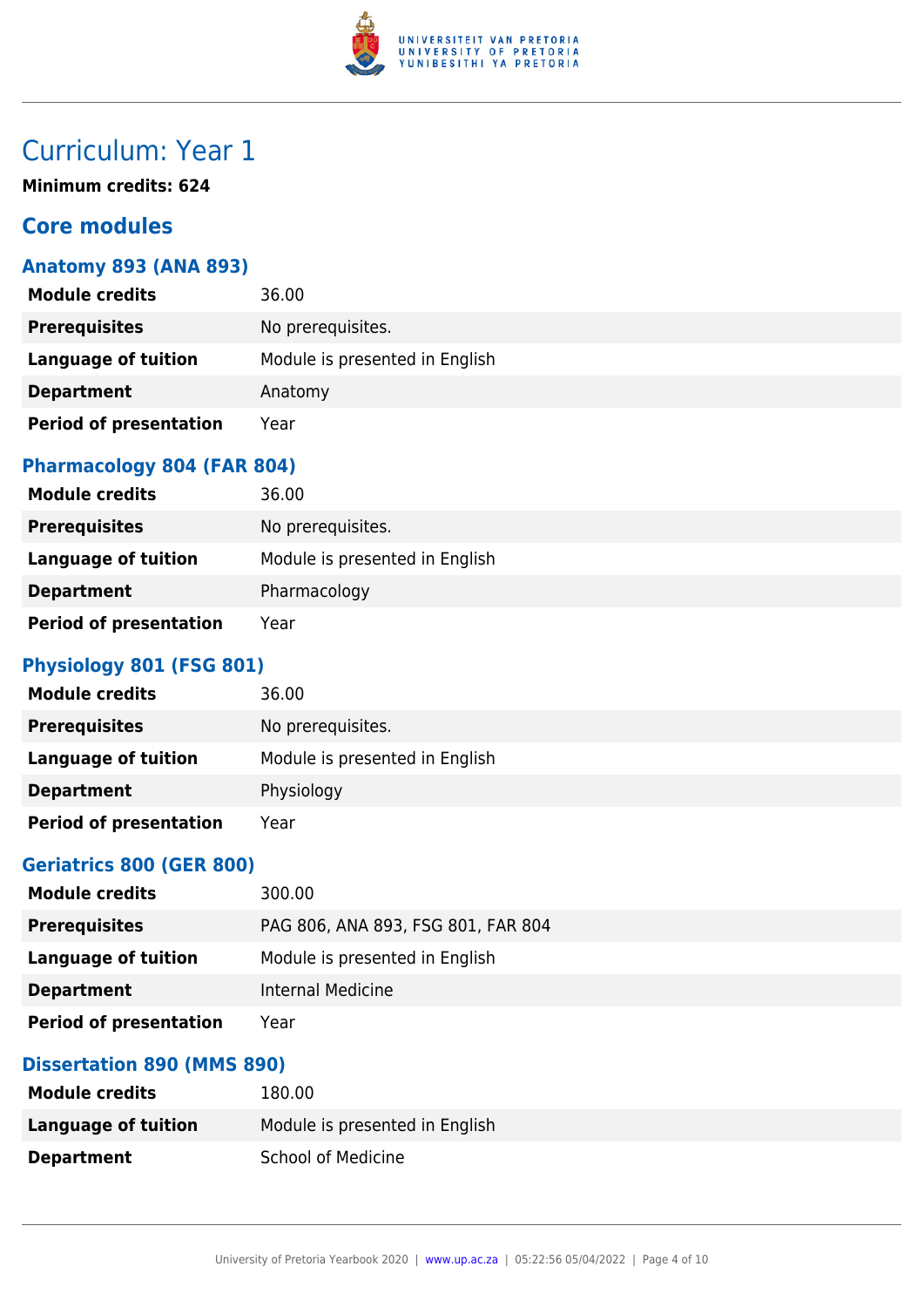# Curriculum: Year 1

**Minimum credits: 624**

## Core modules

### Anatomy 893 (ANA 893)

| | |
|---|---|
| **Module credits** | 36.00 |
| **Prerequisites** | No prerequisites. |
| **Language of tuition** | Module is presented in English |
| **Department** | Anatomy |
| **Period of presentation** | Year |

### Pharmacology 804 (FAR 804)

| | |
|---|---|
| **Module credits** | 36.00 |
| **Prerequisites** | No prerequisites. |
| **Language of tuition** | Module is presented in English |
| **Department** | Pharmacology |
| **Period of presentation** | Year |

### Physiology 801 (FSG 801)

| | |
|---|---|
| **Module credits** | 36.00 |
| **Prerequisites** | No prerequisites. |
| **Language of tuition** | Module is presented in English |
| **Department** | Physiology |
| **Period of presentation** | Year |

### Geriatrics 800 (GER 800)

| | |
|---|---|
| **Module credits** | 300.00 |
| **Prerequisites** | PAG 806, ANA 893, FSG 801, FAR 804 |
| **Language of tuition** | Module is presented in English |
| **Department** | Internal Medicine |
| **Period of presentation** | Year |

### Dissertation 890 (MMS 890)

| | |
|---|---|
| **Module credits** | 180.00 |
| **Language of tuition** | Module is presented in English |
| **Department** | School of Medicine |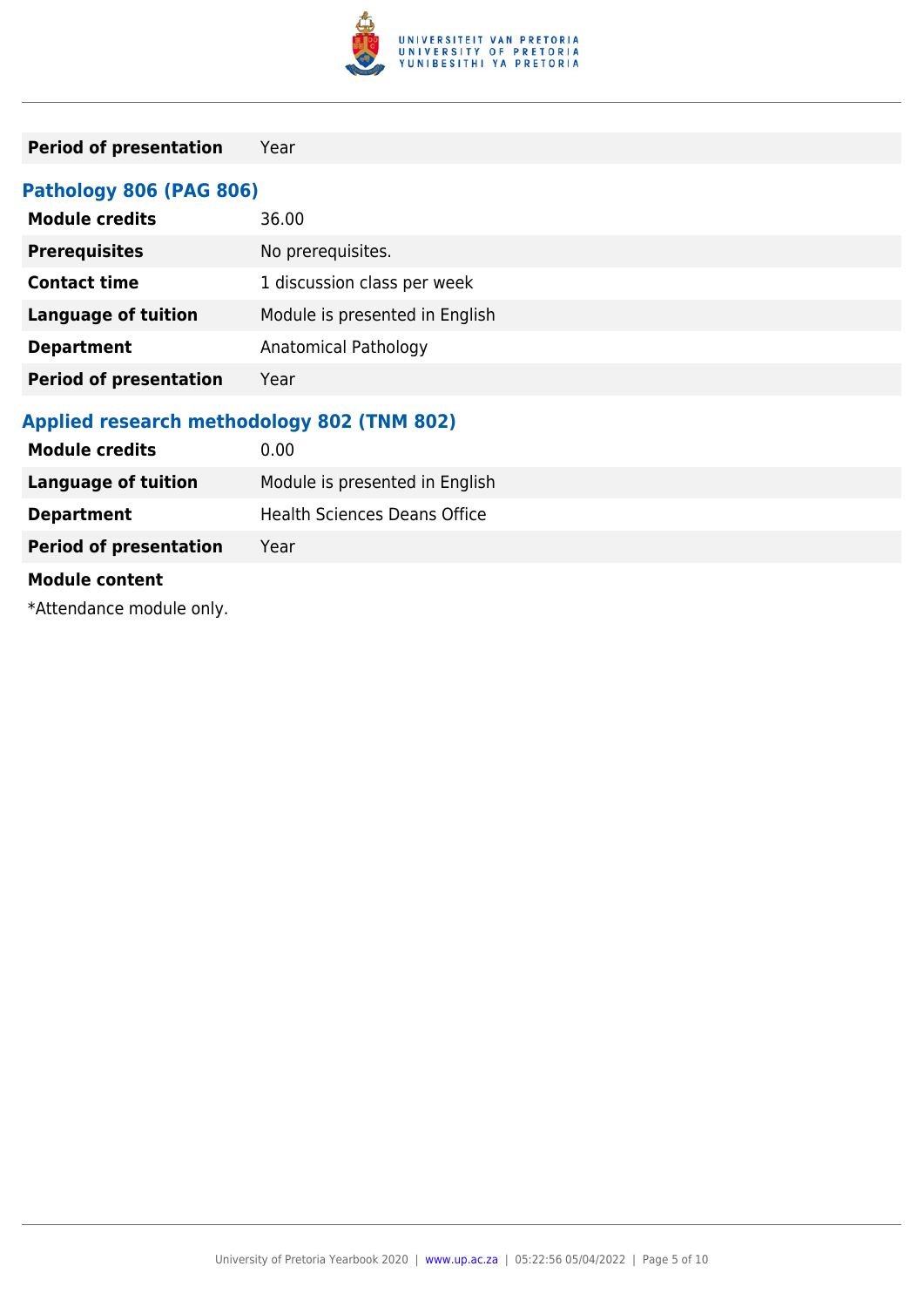| | |
|---|---|
| **Period of presentation** | Year |

### Pathology 806 (PAG 806)

| | |
|---|---|
| **Module credits** | 36.00 |
| **Prerequisites** | No prerequisites. |
| **Contact time** | 1 discussion class per week |
| **Language of tuition** | Module is presented in English |
| **Department** | Anatomical Pathology |
| **Period of presentation** | Year |

### Applied research methodology 802 (TNM 802)

| | |
|---|---|
| **Module credits** | 0.00 |
| **Language of tuition** | Module is presented in English |
| **Department** | Health Sciences Deans Office |
| **Period of presentation** | Year |

**Module content**

*Attendance module only.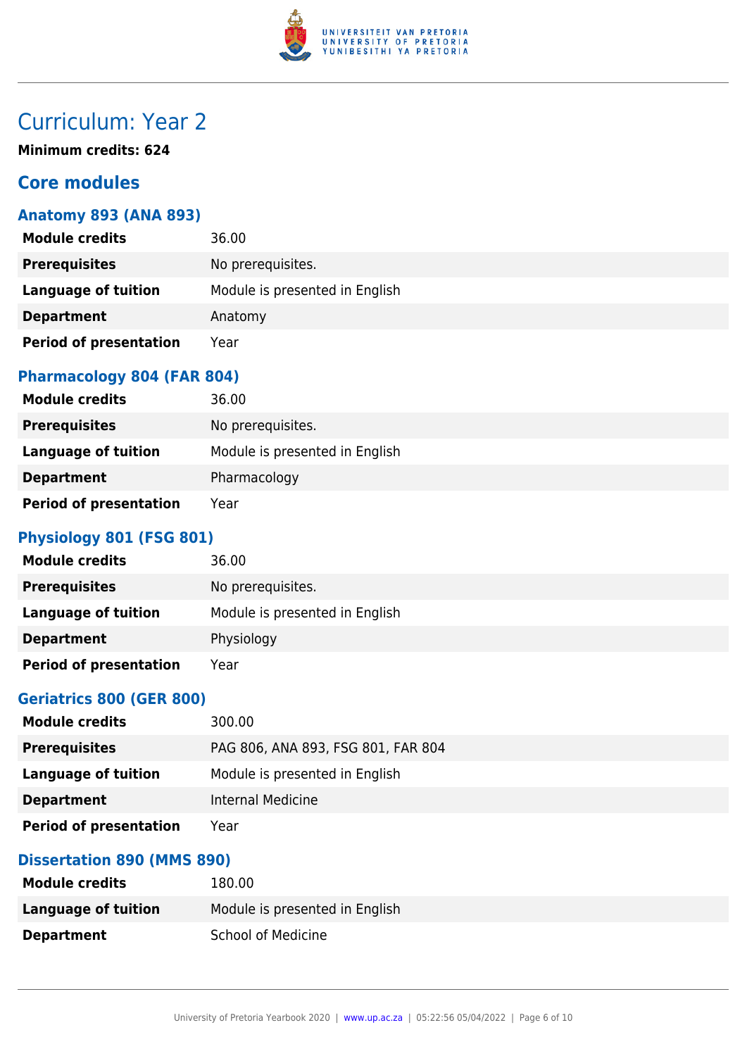# Curriculum: Year 2

**Minimum credits: 624**

## Core modules

### Anatomy 893 (ANA 893)

| | |
|---|---|
| **Module credits** | 36.00 |
| **Prerequisites** | No prerequisites. |
| **Language of tuition** | Module is presented in English |
| **Department** | Anatomy |
| **Period of presentation** | Year |

### Pharmacology 804 (FAR 804)

| | |
|---|---|
| **Module credits** | 36.00 |
| **Prerequisites** | No prerequisites. |
| **Language of tuition** | Module is presented in English |
| **Department** | Pharmacology |
| **Period of presentation** | Year |

### Physiology 801 (FSG 801)

| | |
|---|---|
| **Module credits** | 36.00 |
| **Prerequisites** | No prerequisites. |
| **Language of tuition** | Module is presented in English |
| **Department** | Physiology |
| **Period of presentation** | Year |

### Geriatrics 800 (GER 800)

| | |
|---|---|
| **Module credits** | 300.00 |
| **Prerequisites** | PAG 806, ANA 893, FSG 801, FAR 804 |
| **Language of tuition** | Module is presented in English |
| **Department** | Internal Medicine |
| **Period of presentation** | Year |

### Dissertation 890 (MMS 890)

| | |
|---|---|
| **Module credits** | 180.00 |
| **Language of tuition** | Module is presented in English |
| **Department** | School of Medicine |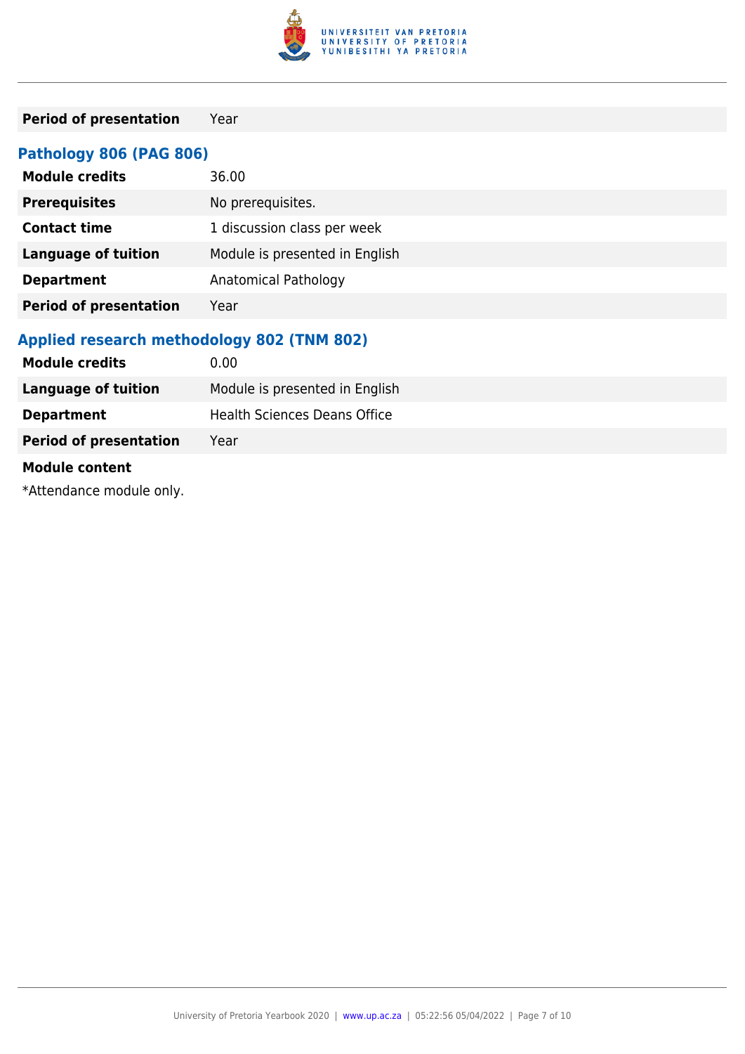| | |
|---|---|
| **Period of presentation** | Year |

### Pathology 806 (PAG 806)

| | |
|---|---|
| **Module credits** | 36.00 |
| **Prerequisites** | No prerequisites. |
| **Contact time** | 1 discussion class per week |
| **Language of tuition** | Module is presented in English |
| **Department** | Anatomical Pathology |
| **Period of presentation** | Year |

### Applied research methodology 802 (TNM 802)

| | |
|---|---|
| **Module credits** | 0.00 |
| **Language of tuition** | Module is presented in English |
| **Department** | Health Sciences Deans Office |
| **Period of presentation** | Year |

**Module content**

*Attendance module only.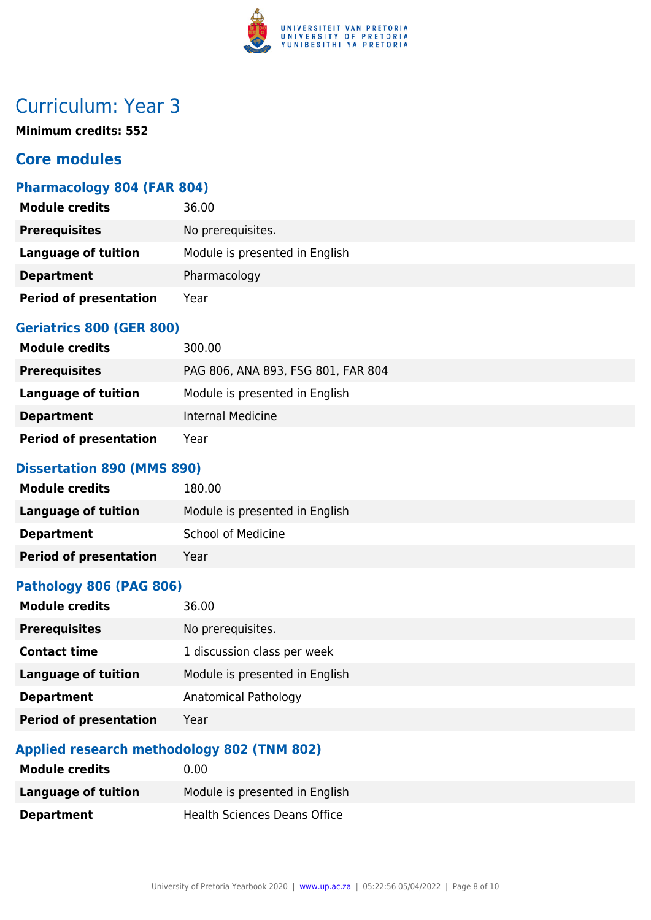# Curriculum: Year 3

**Minimum credits: 552**

## Core modules

### Pharmacology 804 (FAR 804)

| | |
|---|---|
| **Module credits** | 36.00 |
| **Prerequisites** | No prerequisites. |
| **Language of tuition** | Module is presented in English |
| **Department** | Pharmacology |
| **Period of presentation** | Year |

### Geriatrics 800 (GER 800)

| | |
|---|---|
| **Module credits** | 300.00 |
| **Prerequisites** | PAG 806, ANA 893, FSG 801, FAR 804 |
| **Language of tuition** | Module is presented in English |
| **Department** | Internal Medicine |
| **Period of presentation** | Year |

### Dissertation 890 (MMS 890)

| | |
|---|---|
| **Module credits** | 180.00 |
| **Language of tuition** | Module is presented in English |
| **Department** | School of Medicine |
| **Period of presentation** | Year |

### Pathology 806 (PAG 806)

| | |
|---|---|
| **Module credits** | 36.00 |
| **Prerequisites** | No prerequisites. |
| **Contact time** | 1 discussion class per week |
| **Language of tuition** | Module is presented in English |
| **Department** | Anatomical Pathology |
| **Period of presentation** | Year |

### Applied research methodology 802 (TNM 802)

| | |
|---|---|
| **Module credits** | 0.00 |
| **Language of tuition** | Module is presented in English |
| **Department** | Health Sciences Deans Office |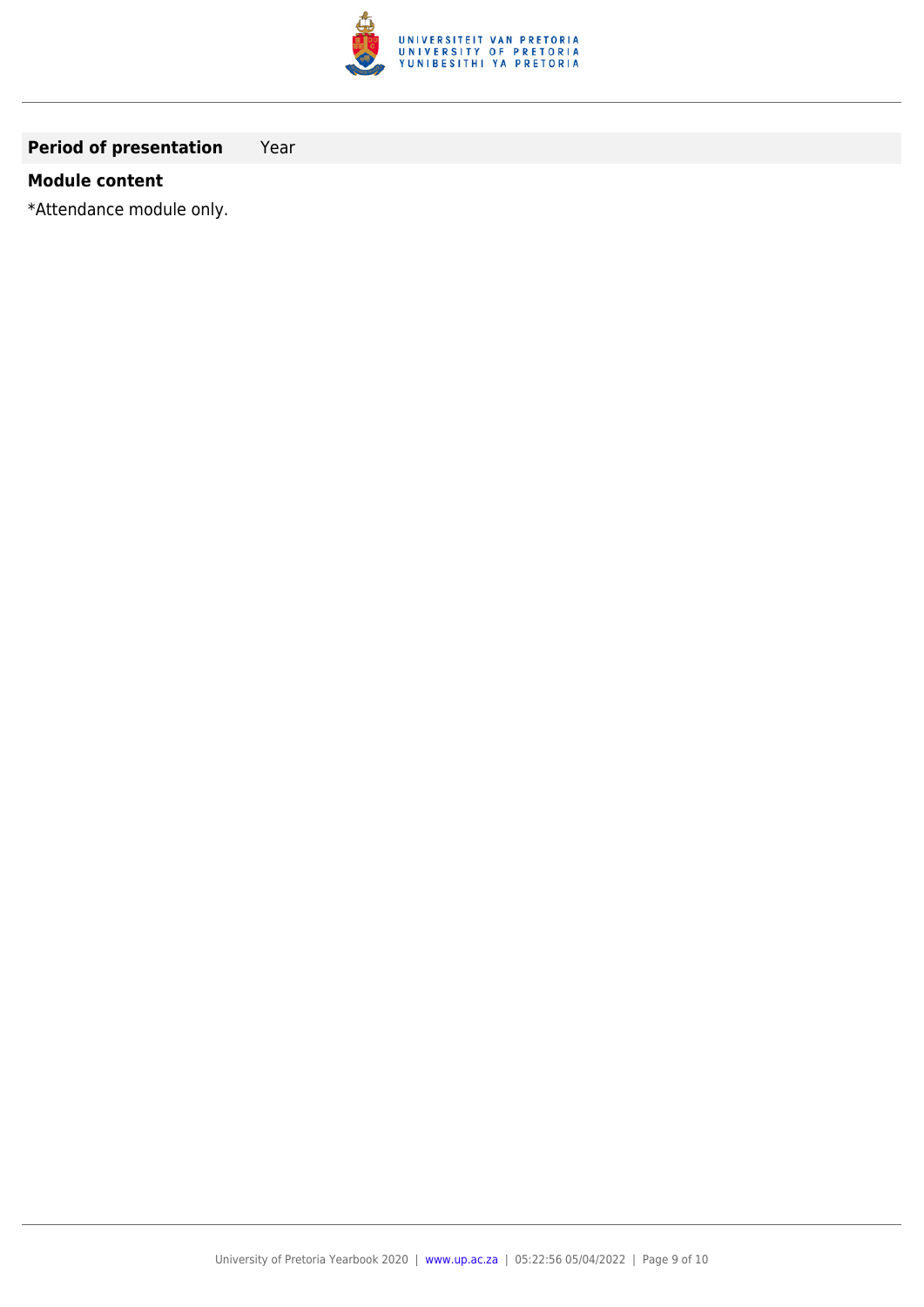| **Period of presentation** | Year |
|---|---|

**Module content**

*Attendance module only.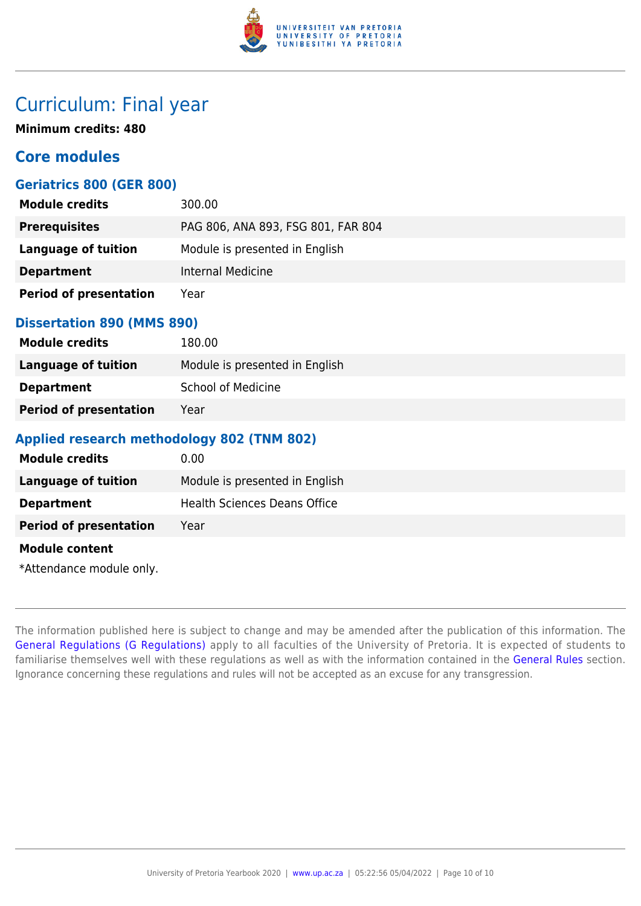# Curriculum: Final year

**Minimum credits: 480**

## Core modules

### Geriatrics 800 (GER 800)

| | |
|---|---|
| **Module credits** | 300.00 |
| **Prerequisites** | PAG 806, ANA 893, FSG 801, FAR 804 |
| **Language of tuition** | Module is presented in English |
| **Department** | Internal Medicine |
| **Period of presentation** | Year |

### Dissertation 890 (MMS 890)

| | |
|---|---|
| **Module credits** | 180.00 |
| **Language of tuition** | Module is presented in English |
| **Department** | School of Medicine |
| **Period of presentation** | Year |

### Applied research methodology 802 (TNM 802)

| | |
|---|---|
| **Module credits** | 0.00 |
| **Language of tuition** | Module is presented in English |
| **Department** | Health Sciences Deans Office |
| **Period of presentation** | Year |

**Module content**

*Attendance module only.

The information published here is subject to change and may be amended after the publication of this information. The General Regulations (G Regulations) apply to all faculties of the University of Pretoria. It is expected of students to familiarise themselves well with these regulations as well as with the information contained in the General Rules section. Ignorance concerning these regulations and rules will not be accepted as an excuse for any transgression.